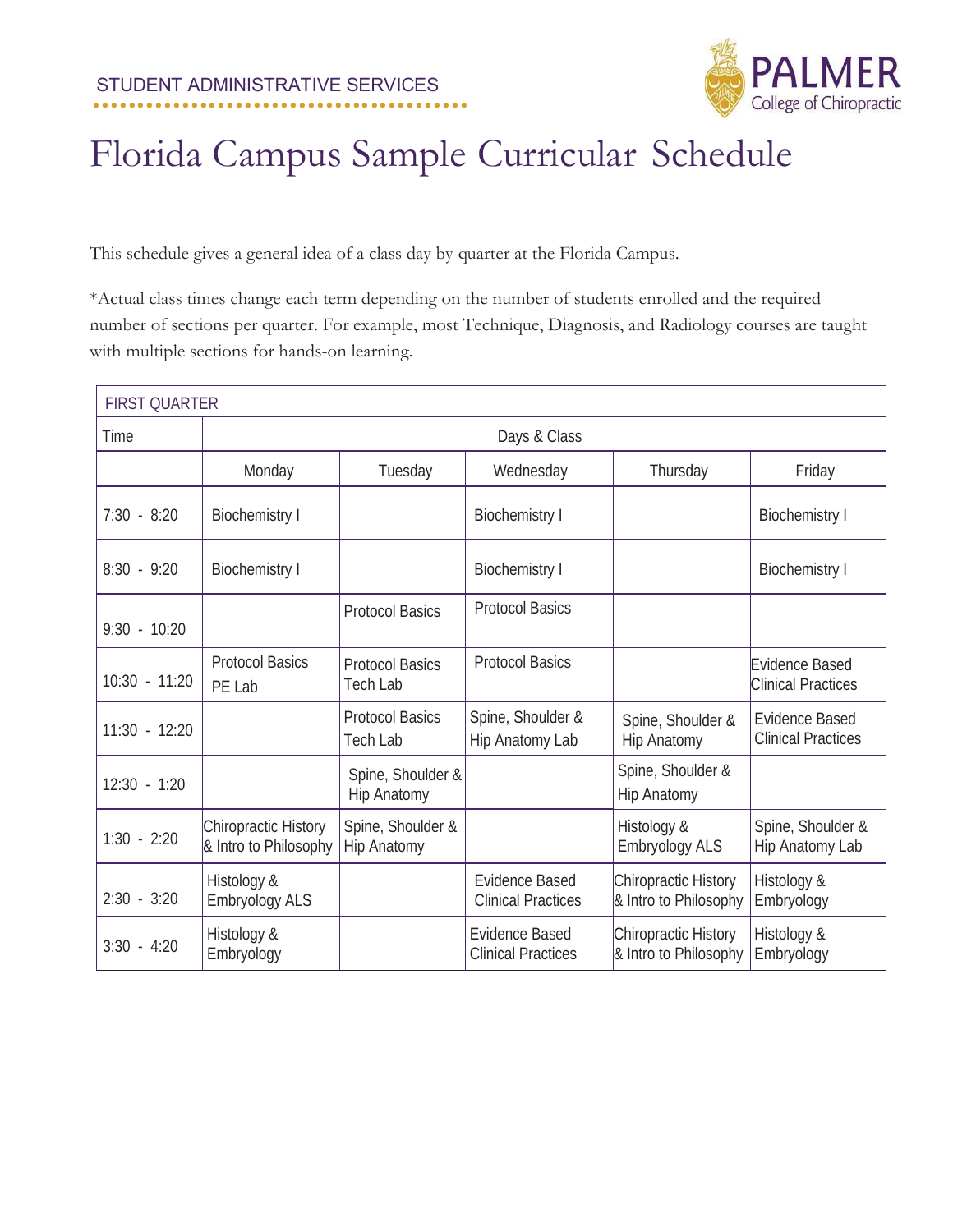STUDENT ADMINISTRATIVE SERVICES

# Florida Campus Sample Curricular Schedule

This schedule gives a general idea of a class day by quarter at the Florida Campus.

*Actual class times change each term depending on the number of students enrolled and the required number of sections per quarter. For example, most Technique, Diagnosis, and Radiology courses are taught with multiple sections for hands-on learning.

| FIRST QUARTER | | | | | |
|---|---|---|---|---|---|
| Time | Days & Class | | | | |
| | Monday | Tuesday | Wednesday | Thursday | Friday |
| 7:30 - 8:20 | Biochemistry I | | Biochemistry I | | Biochemistry I |
| 8:30 - 9:20 | Biochemistry I | | Biochemistry I | | Biochemistry I |
| 9:30 - 10:20 | | Protocol Basics | Protocol Basics | | |
| 10:30 - 11:20 | Protocol Basics PE Lab | Protocol Basics Tech Lab | Protocol Basics | | Evidence Based Clinical Practices |
| 11:30 - 12:20 | | Protocol Basics Tech Lab | Spine, Shoulder & Hip Anatomy Lab | Spine, Shoulder & Hip Anatomy | Evidence Based Clinical Practices |
| 12:30 - 1:20 | | Spine, Shoulder & Hip Anatomy | | Spine, Shoulder & Hip Anatomy | |
| 1:30 - 2:20 | Chiropractic History & Intro to Philosophy | Spine, Shoulder & Hip Anatomy | | Histology & Embryology ALS | Spine, Shoulder & Hip Anatomy Lab |
| 2:30 - 3:20 | Histology & Embryology ALS | | Evidence Based Clinical Practices | Chiropractic History & Intro to Philosophy | Histology & Embryology |
| 3:30 - 4:20 | Histology & Embryology | | Evidence Based Clinical Practices | Chiropractic History & Intro to Philosophy | Histology & Embryology |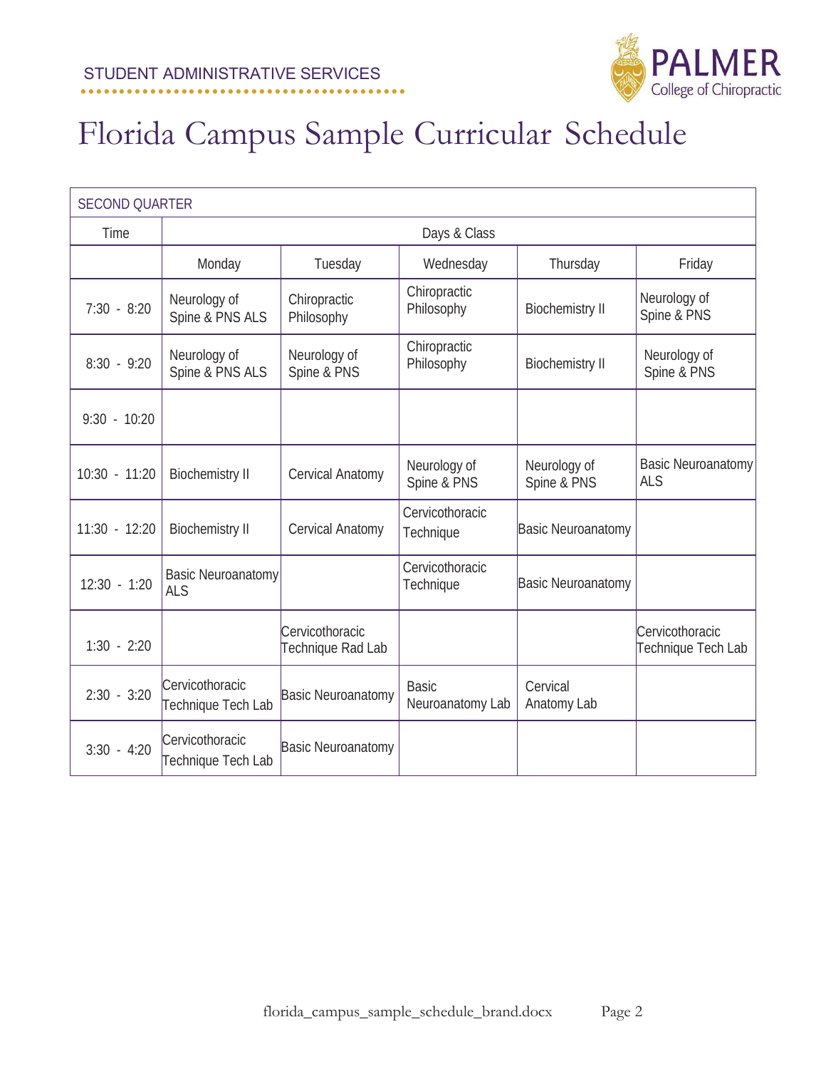STUDENT ADMINISTRATIVE SERVICES

# Florida Campus Sample Curricular Schedule

| SECOND QUARTER | | | | | |
|---|---|---|---|---|---|
| Time | Days & Class | | | | |
| | Monday | Tuesday | Wednesday | Thursday | Friday |
| 7:30 - 8:20 | Neurology of Spine & PNS ALS | Chiropractic Philosophy | Chiropractic Philosophy | Biochemistry II | Neurology of Spine & PNS |
| 8:30 - 9:20 | Neurology of Spine & PNS ALS | Neurology of Spine & PNS | Chiropractic Philosophy | Biochemistry II | Neurology of Spine & PNS |
| 9:30 - 10:20 | | | | | |
| 10:30 - 11:20 | Biochemistry II | Cervical Anatomy | Neurology of Spine & PNS | Neurology of Spine & PNS | Basic Neuroanatomy ALS |
| 11:30 - 12:20 | Biochemistry II | Cervical Anatomy | Cervicothoracic Technique | Basic Neuroanatomy | |
| 12:30 - 1:20 | Basic Neuroanatomy ALS | | Cervicothoracic Technique | Basic Neuroanatomy | |
| 1:30 - 2:20 | | Cervicothoracic Technique Rad Lab | | | Cervicothoracic Technique Tech Lab |
| 2:30 - 3:20 | Cervicothoracic Technique Tech Lab | Basic Neuroanatomy | Basic Neuroanatomy Lab | Cervical Anatomy Lab | |
| 3:30 - 4:20 | Cervicothoracic Technique Tech Lab | Basic Neuroanatomy | | | |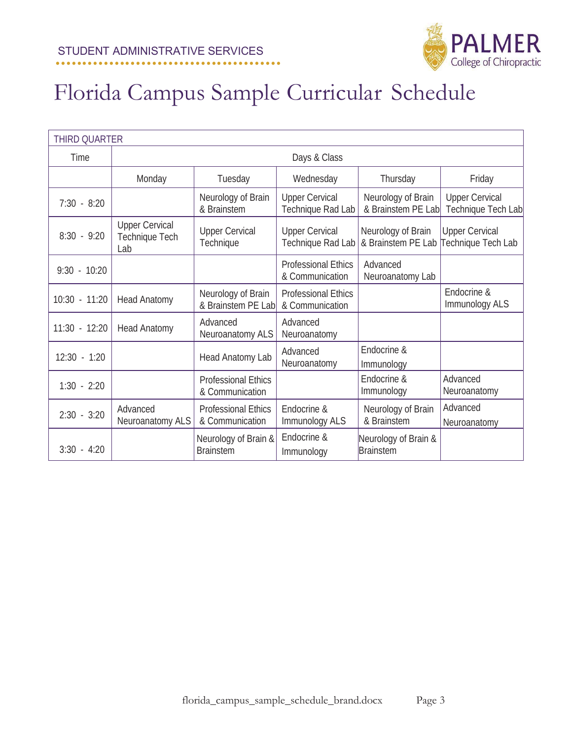STUDENT ADMINISTRATIVE SERVICES

# Florida Campus Sample Curricular Schedule

| THIRD QUARTER | | | | | |
|---|---|---|---|---|---|
| Time | Days & Class | | | | |
| | Monday | Tuesday | Wednesday | Thursday | Friday |
| 7:30 - 8:20 | | Neurology of Brain & Brainstem | Upper Cervical Technique Rad Lab | Neurology of Brain & Brainstem PE Lab | Upper Cervical Technique Tech Lab |
| 8:30 - 9:20 | Upper Cervical Technique Tech Lab | Upper Cervical Technique | Upper Cervical Technique Rad Lab | Neurology of Brain & Brainstem PE Lab | Upper Cervical Technique Tech Lab |
| 9:30 - 10:20 | | | Professional Ethics & Communication | Advanced Neuroanatomy Lab | |
| 10:30 - 11:20 | Head Anatomy | Neurology of Brain & Brainstem PE Lab | Professional Ethics & Communication | | Endocrine & Immunology ALS |
| 11:30 - 12:20 | Head Anatomy | Advanced Neuroanatomy ALS | Advanced Neuroanatomy | | |
| 12:30 - 1:20 | | Head Anatomy Lab | Advanced Neuroanatomy | Endocrine & Immunology | |
| 1:30 - 2:20 | | Professional Ethics & Communication | | Endocrine & Immunology | Advanced Neuroanatomy |
| 2:30 - 3:20 | Advanced Neuroanatomy ALS | Professional Ethics & Communication | Endocrine & Immunology ALS | Neurology of Brain & Brainstem | Advanced Neuroanatomy |
| 3:30 - 4:20 | | Neurology of Brain & Brainstem | Endocrine & Immunology | Neurology of Brain & Brainstem | |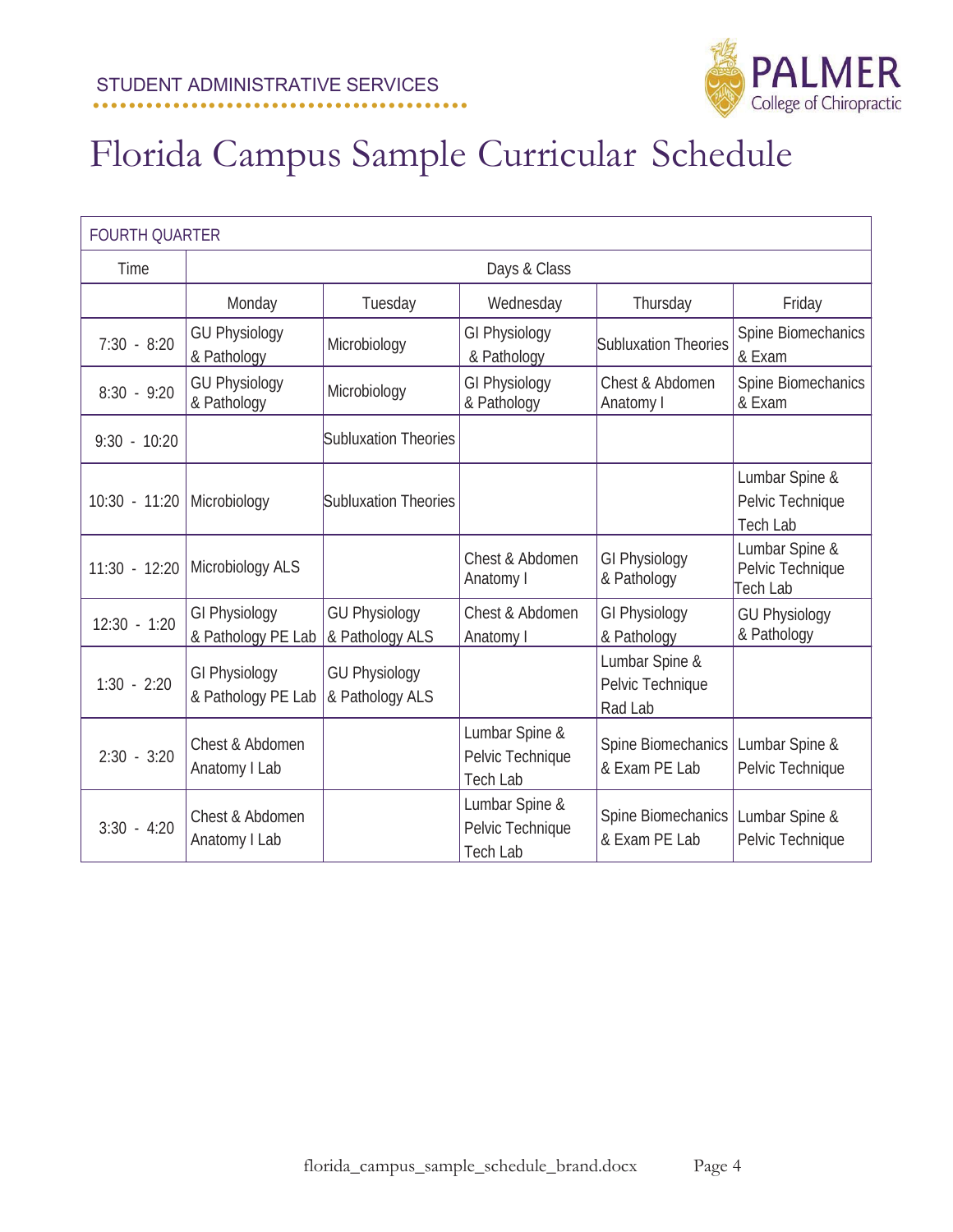STUDENT ADMINISTRATIVE SERVICES

# Florida Campus Sample Curricular Schedule

| FOURTH QUARTER | | | | | |
|---|---|---|---|---|---|
| Time | Days & Class | | | | |
| | Monday | Tuesday | Wednesday | Thursday | Friday |
| 7:30 - 8:20 | GU Physiology & Pathology | Microbiology | GI Physiology & Pathology | Subluxation Theories | Spine Biomechanics & Exam |
| 8:30 - 9:20 | GU Physiology & Pathology | Microbiology | GI Physiology & Pathology | Chest & Abdomen Anatomy I | Spine Biomechanics & Exam |
| 9:30 - 10:20 | | Subluxation Theories | | | |
| 10:30 - 11:20 | Microbiology | Subluxation Theories | | | Lumbar Spine & Pelvic Technique Tech Lab |
| 11:30 - 12:20 | Microbiology ALS | | Chest & Abdomen Anatomy I | GI Physiology & Pathology | Lumbar Spine & Pelvic Technique Tech Lab |
| 12:30 - 1:20 | GI Physiology & Pathology PE Lab | GU Physiology & Pathology ALS | Chest & Abdomen Anatomy I | GI Physiology & Pathology | GU Physiology & Pathology |
| 1:30 - 2:20 | GI Physiology & Pathology PE Lab | GU Physiology & Pathology ALS | | Lumbar Spine & Pelvic Technique Rad Lab | |
| 2:30 - 3:20 | Chest & Abdomen Anatomy I Lab | | Lumbar Spine & Pelvic Technique Tech Lab | Spine Biomechanics & Exam PE Lab | Lumbar Spine & Pelvic Technique |
| 3:30 - 4:20 | Chest & Abdomen Anatomy I Lab | | Lumbar Spine & Pelvic Technique Tech Lab | Spine Biomechanics & Exam PE Lab | Lumbar Spine & Pelvic Technique |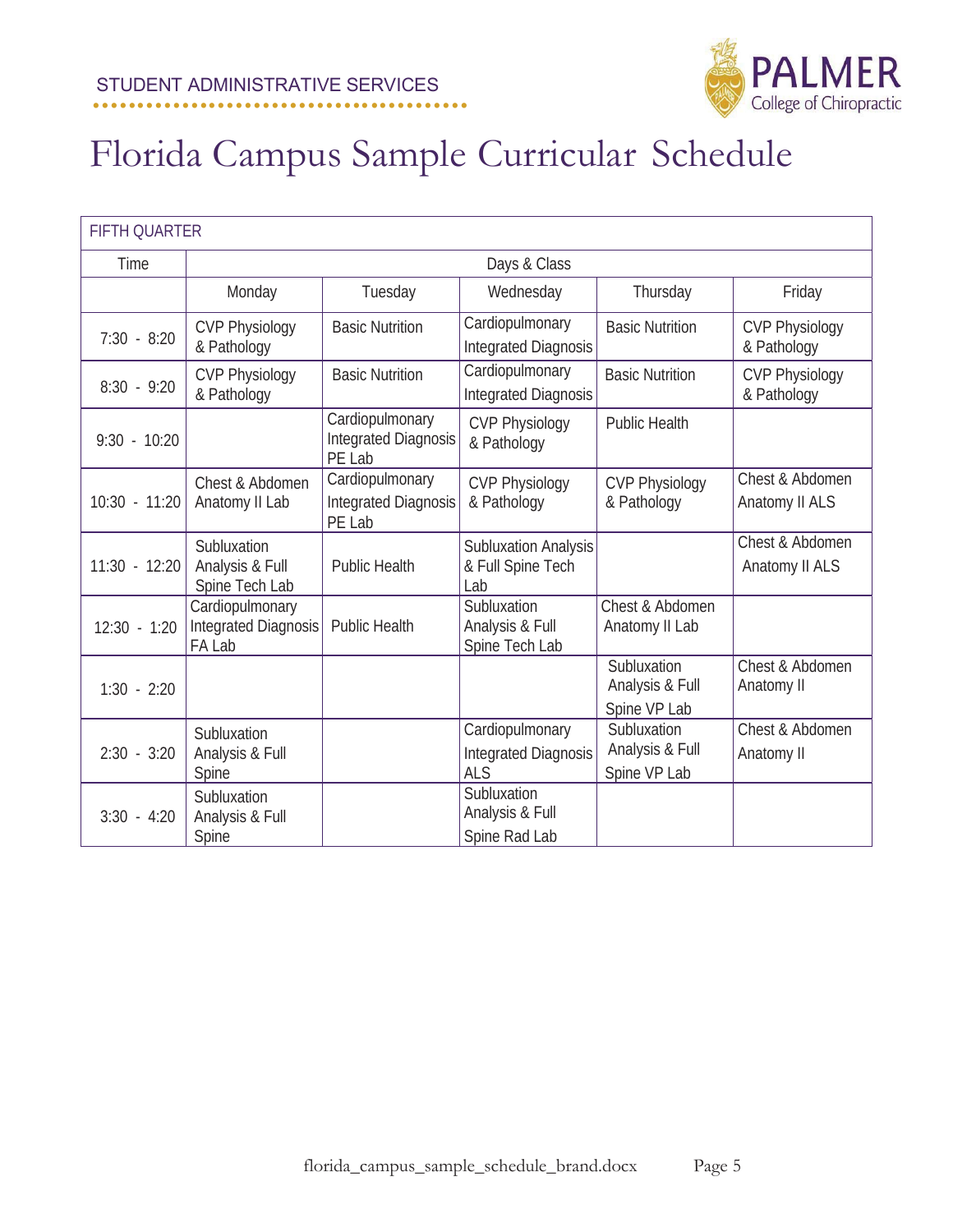STUDENT ADMINISTRATIVE SERVICES

# Florida Campus Sample Curricular Schedule

| FIFTH QUARTER | | | | | |
|---|---|---|---|---|---|
| Time | Days & Class | | | | |
| | Monday | Tuesday | Wednesday | Thursday | Friday |
| 7:30 - 8:20 | CVP Physiology & Pathology | Basic Nutrition | Cardiopulmonary Integrated Diagnosis | Basic Nutrition | CVP Physiology & Pathology |
| 8:30 - 9:20 | CVP Physiology & Pathology | Basic Nutrition | Cardiopulmonary Integrated Diagnosis | Basic Nutrition | CVP Physiology & Pathology |
| 9:30 - 10:20 | | Cardiopulmonary Integrated Diagnosis PE Lab | CVP Physiology & Pathology | Public Health | |
| 10:30 - 11:20 | Chest & Abdomen Anatomy II Lab | Cardiopulmonary Integrated Diagnosis PE Lab | CVP Physiology & Pathology | CVP Physiology & Pathology | Chest & Abdomen Anatomy II ALS |
| 11:30 - 12:20 | Subluxation Analysis & Full Spine Tech Lab | Public Health | Subluxation Analysis & Full Spine Tech Lab | | Chest & Abdomen Anatomy II ALS |
| 12:30 - 1:20 | Cardiopulmonary Integrated Diagnosis FA Lab | Public Health | Subluxation Analysis & Full Spine Tech Lab | Chest & Abdomen Anatomy II Lab | |
| 1:30 - 2:20 | | | | Subluxation Analysis & Full Spine VP Lab | Chest & Abdomen Anatomy II |
| 2:30 - 3:20 | Subluxation Analysis & Full Spine | | Cardiopulmonary Integrated Diagnosis ALS | Subluxation Analysis & Full Spine VP Lab | Chest & Abdomen Anatomy II |
| 3:30 - 4:20 | Subluxation Analysis & Full Spine | | Subluxation Analysis & Full Spine Rad Lab | | |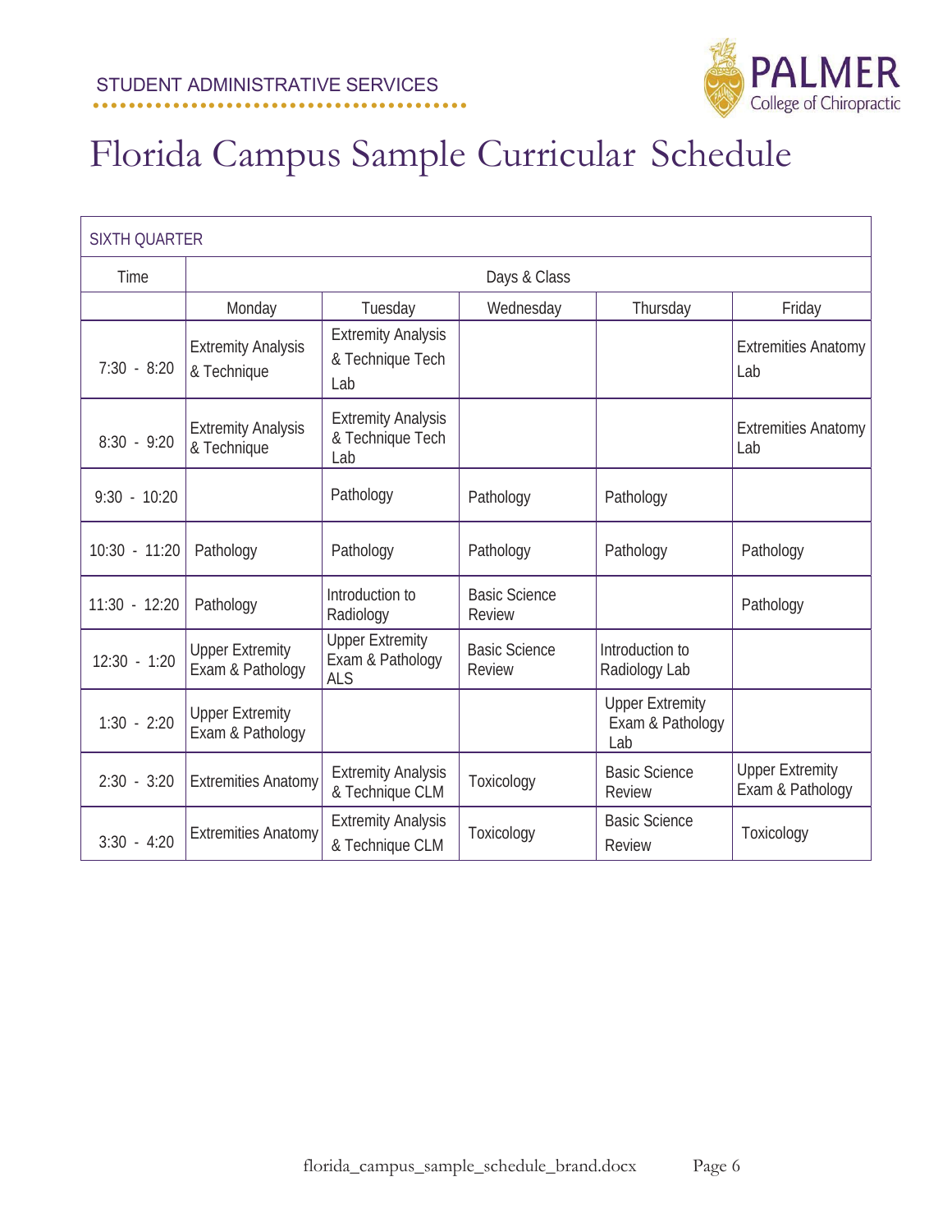STUDENT ADMINISTRATIVE SERVICES

# Florida Campus Sample Curricular Schedule

| SIXTH QUARTER | | | | | |
|---|---|---|---|---|---|
| Time | Days & Class | | | | |
| | Monday | Tuesday | Wednesday | Thursday | Friday |
| 7:30 - 8:20 | Extremity Analysis & Technique | Extremity Analysis & Technique Tech Lab | | | Extremities Anatomy Lab |
| 8:30 - 9:20 | Extremity Analysis & Technique | Extremity Analysis & Technique Tech Lab | | | Extremities Anatomy Lab |
| 9:30 - 10:20 | | Pathology | Pathology | Pathology | |
| 10:30 - 11:20 | Pathology | Pathology | Pathology | Pathology | Pathology |
| 11:30 - 12:20 | Pathology | Introduction to Radiology | Basic Science Review | | Pathology |
| 12:30 - 1:20 | Upper Extremity Exam & Pathology | Upper Extremity Exam & Pathology ALS | Basic Science Review | Introduction to Radiology Lab | |
| 1:30 - 2:20 | Upper Extremity Exam & Pathology | | | Upper Extremity Exam & Pathology Lab | |
| 2:30 - 3:20 | Extremities Anatomy | Extremity Analysis & Technique CLM | Toxicology | Basic Science Review | Upper Extremity Exam & Pathology |
| 3:30 - 4:20 | Extremities Anatomy | Extremity Analysis & Technique CLM | Toxicology | Basic Science Review | Toxicology |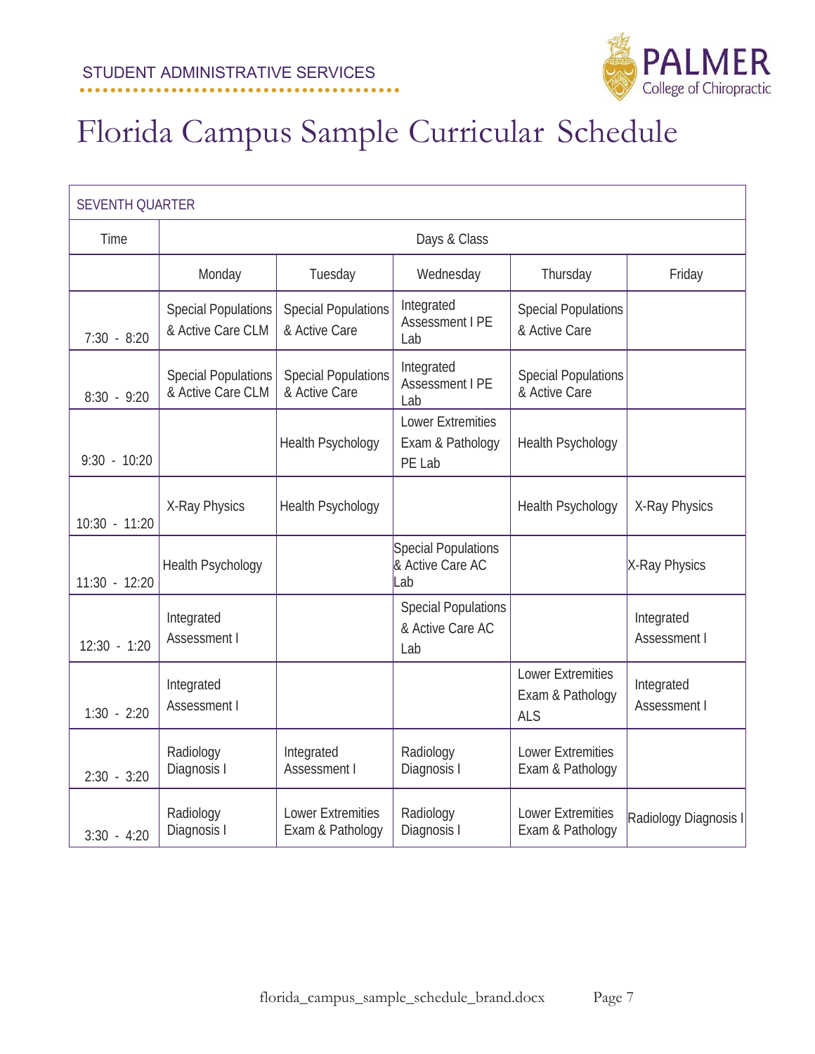STUDENT ADMINISTRATIVE SERVICES

# Florida Campus Sample Curricular Schedule

| SEVENTH QUARTER | | | | | |
|---|---|---|---|---|---|
| Time | Days & Class | | | | |
| | Monday | Tuesday | Wednesday | Thursday | Friday |
| 7:30 - 8:20 | Special Populations & Active Care CLM | Special Populations & Active Care | Integrated Assessment I PE Lab | Special Populations & Active Care | |
| 8:30 - 9:20 | Special Populations & Active Care CLM | Special Populations & Active Care | Integrated Assessment I PE Lab | Special Populations & Active Care | |
| 9:30 - 10:20 | | Health Psychology | Lower Extremities Exam & Pathology PE Lab | Health Psychology | |
| 10:30 - 11:20 | X-Ray Physics | Health Psychology | | Health Psychology | X-Ray Physics |
| 11:30 - 12:20 | Health Psychology | | Special Populations & Active Care AC Lab | | X-Ray Physics |
| 12:30 - 1:20 | Integrated Assessment I | | Special Populations & Active Care AC Lab | | Integrated Assessment I |
| 1:30 - 2:20 | Integrated Assessment I | | | Lower Extremities Exam & Pathology ALS | Integrated Assessment I |
| 2:30 - 3:20 | Radiology Diagnosis I | Integrated Assessment I | Radiology Diagnosis I | Lower Extremities Exam & Pathology | |
| 3:30 - 4:20 | Radiology Diagnosis I | Lower Extremities Exam & Pathology | Radiology Diagnosis I | Lower Extremities Exam & Pathology | Radiology Diagnosis I |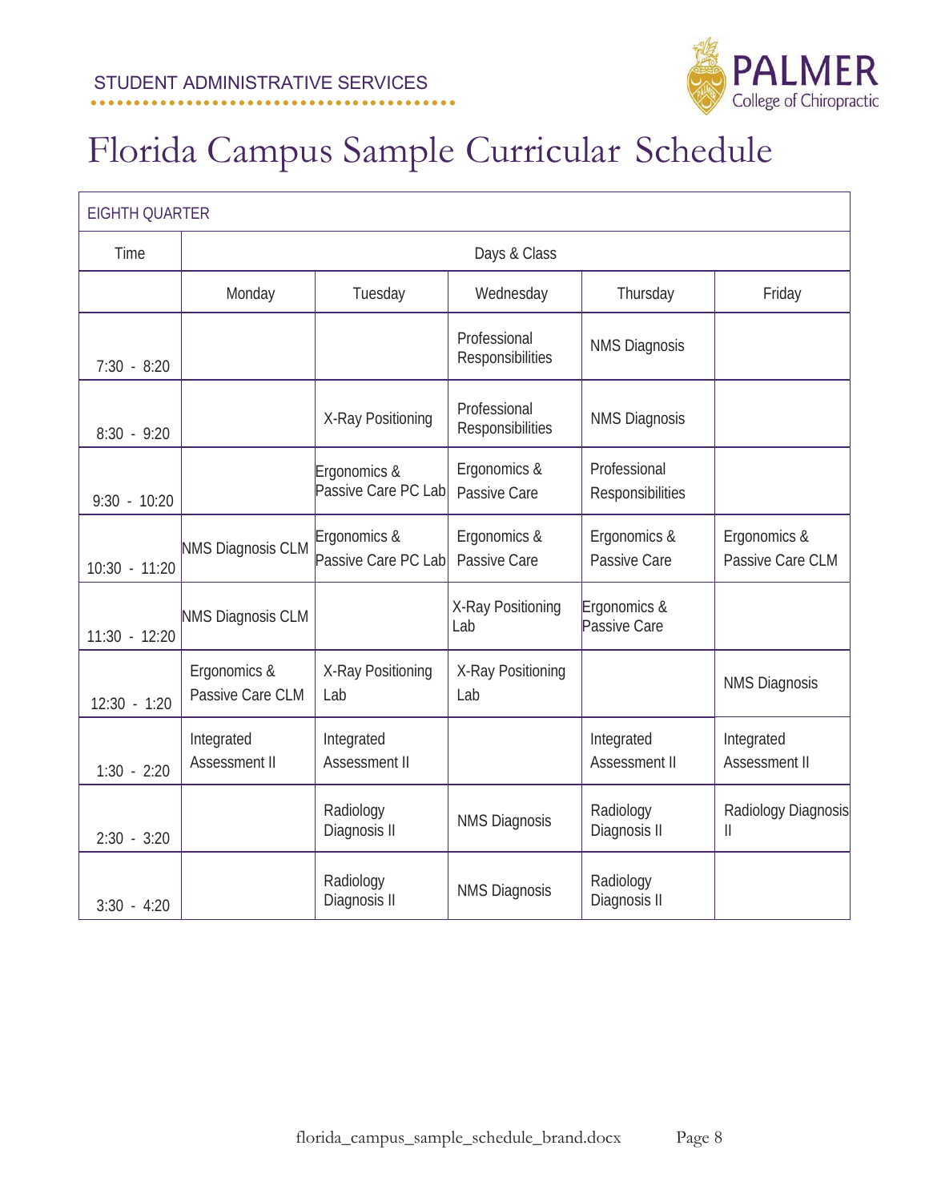STUDENT ADMINISTRATIVE SERVICES

# Florida Campus Sample Curricular Schedule

| EIGHTH QUARTER | | | | | |
|---|---|---|---|---|---|
| Time | Days & Class | | | | |
| | Monday | Tuesday | Wednesday | Thursday | Friday |
| 7:30 - 8:20 | | | Professional Responsibilities | NMS Diagnosis | |
| 8:30 - 9:20 | | X-Ray Positioning | Professional Responsibilities | NMS Diagnosis | |
| 9:30 - 10:20 | | Ergonomics & Passive Care PC Lab | Ergonomics & Passive Care | Professional Responsibilities | |
| 10:30 - 11:20 | NMS Diagnosis CLM | Ergonomics & Passive Care PC Lab | Ergonomics & Passive Care | Ergonomics & Passive Care | Ergonomics & Passive Care CLM |
| 11:30 - 12:20 | NMS Diagnosis CLM | | X-Ray Positioning Lab | Ergonomics & Passive Care | |
| 12:30 - 1:20 | Ergonomics & Passive Care CLM | X-Ray Positioning Lab | X-Ray Positioning Lab | | NMS Diagnosis |
| 1:30 - 2:20 | Integrated Assessment II | Integrated Assessment II | | Integrated Assessment II | Integrated Assessment II |
| 2:30 - 3:20 | | Radiology Diagnosis II | NMS Diagnosis | Radiology Diagnosis II | Radiology Diagnosis II |
| 3:30 - 4:20 | | Radiology Diagnosis II | NMS Diagnosis | Radiology Diagnosis II | |

florida_campus_sample_schedule_brand.docx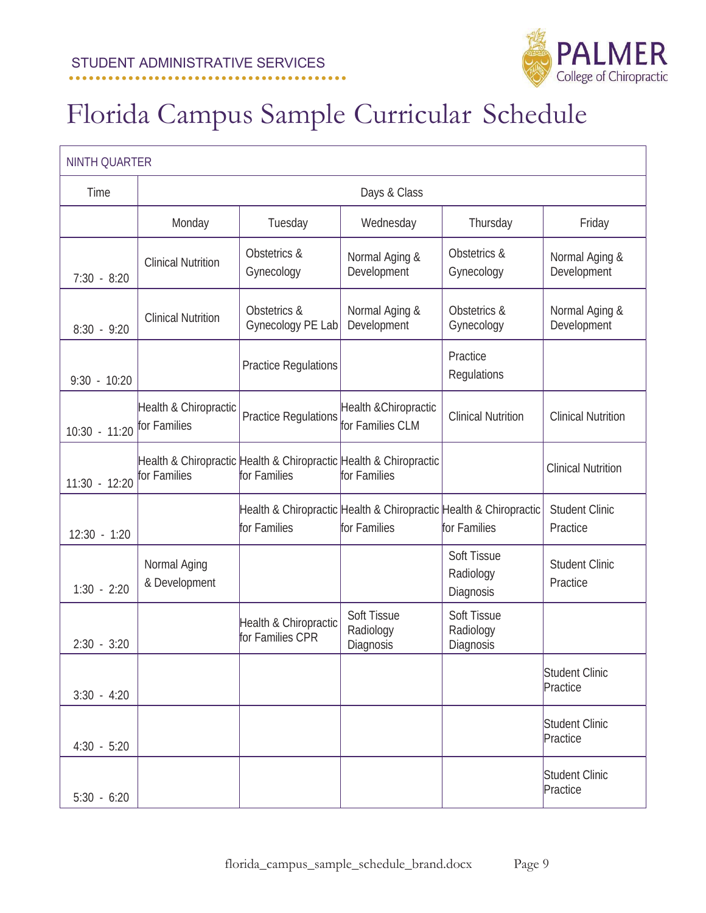STUDENT ADMINISTRATIVE SERVICES

# Florida Campus Sample Curricular Schedule

| NINTH QUARTER | | | | | |
|---|---|---|---|---|---|
| Time | Days & Class | | | | |
| | Monday | Tuesday | Wednesday | Thursday | Friday |
| 7:30 - 8:20 | Clinical Nutrition | Obstetrics & Gynecology | Normal Aging & Development | Obstetrics & Gynecology | Normal Aging & Development |
| 8:30 - 9:20 | Clinical Nutrition | Obstetrics & Gynecology PE Lab | Normal Aging & Development | Obstetrics & Gynecology | Normal Aging & Development |
| 9:30 - 10:20 | | Practice Regulations | | Practice Regulations | |
| 10:30 - 11:20 | Health & Chiropractic for Families | Practice Regulations | Health &Chiropractic for Families CLM | Clinical Nutrition | Clinical Nutrition |
| 11:30 - 12:20 | Health & Chiropractic for Families | Health & Chiropractic for Families | Health & Chiropractic for Families | | Clinical Nutrition |
| 12:30 - 1:20 | | Health & Chiropractic for Families | Health & Chiropractic for Families | Health & Chiropractic for Families | Student Clinic Practice |
| 1:30 - 2:20 | Normal Aging & Development | | | Soft Tissue Radiology Diagnosis | Student Clinic Practice |
| 2:30 - 3:20 | | Health & Chiropractic for Families CPR | Soft Tissue Radiology Diagnosis | Soft Tissue Radiology Diagnosis | |
| 3:30 - 4:20 | | | | | Student Clinic Practice |
| 4:30 - 5:20 | | | | | Student Clinic Practice |
| 5:30 - 6:20 | | | | | Student Clinic Practice |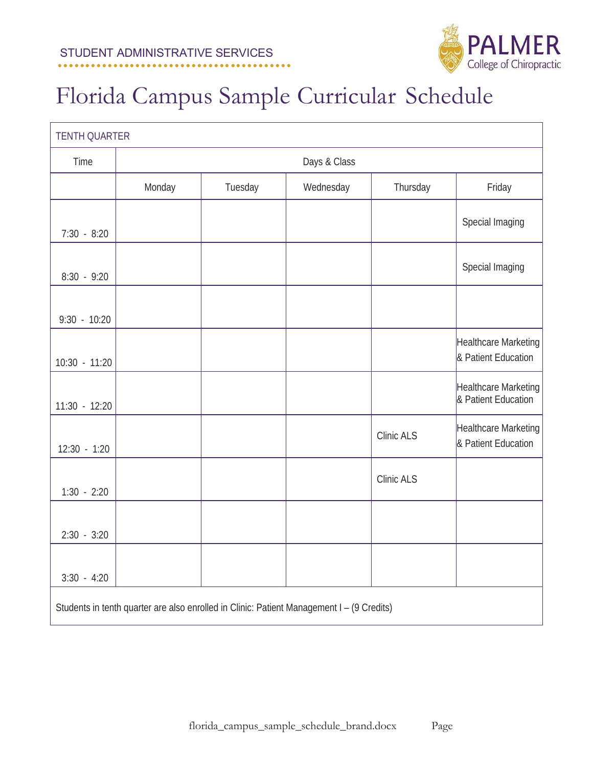STUDENT ADMINISTRATIVE SERVICES

# Florida Campus Sample Curricular Schedule

| TENTH QUARTER | | | | | |
|---|---|---|---|---|---|
| Time | Days & Class | | | | |
| | Monday | Tuesday | Wednesday | Thursday | Friday |
| 7:30 - 8:20 | | | | | Special Imaging |
| 8:30 - 9:20 | | | | | Special Imaging |
| 9:30 - 10:20 | | | | | |
| 10:30 - 11:20 | | | | | Healthcare Marketing & Patient Education |
| 11:30 - 12:20 | | | | | Healthcare Marketing & Patient Education |
| 12:30 - 1:20 | | | | Clinic ALS | Healthcare Marketing & Patient Education |
| 1:30 - 2:20 | | | | Clinic ALS | |
| 2:30 - 3:20 | | | | | |
| 3:30 - 4:20 | | | | | |
| Students in tenth quarter are also enrolled in Clinic: Patient Management I – (9 Credits) | | | | | |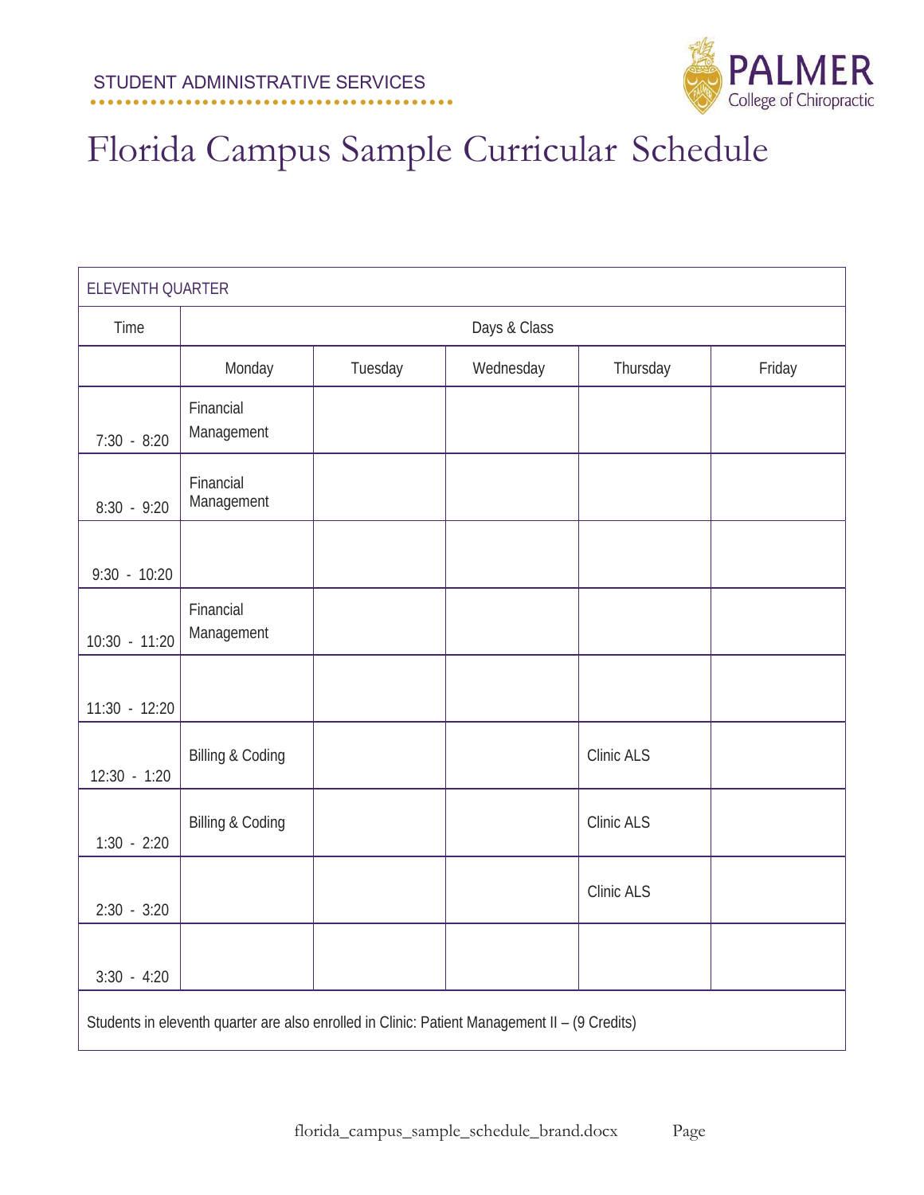STUDENT ADMINISTRATIVE SERVICES

# Florida Campus Sample Curricular Schedule

| ELEVENTH QUARTER | | | | | |
|---|---|---|---|---|---|
| Time | Days & Class | | | | |
| | Monday | Tuesday | Wednesday | Thursday | Friday |
| 7:30 - 8:20 | Financial Management | | | | |
| 8:30 - 9:20 | Financial Management | | | | |
| 9:30 - 10:20 | | | | | |
| 10:30 - 11:20 | Financial Management | | | | |
| 11:30 - 12:20 | | | | | |
| 12:30 - 1:20 | Billing & Coding | | | Clinic ALS | |
| 1:30 - 2:20 | Billing & Coding | | | Clinic ALS | |
| 2:30 - 3:20 | | | | Clinic ALS | |
| 3:30 - 4:20 | | | | | |

Students in eleventh quarter are also enrolled in Clinic: Patient Management II – (9 Credits)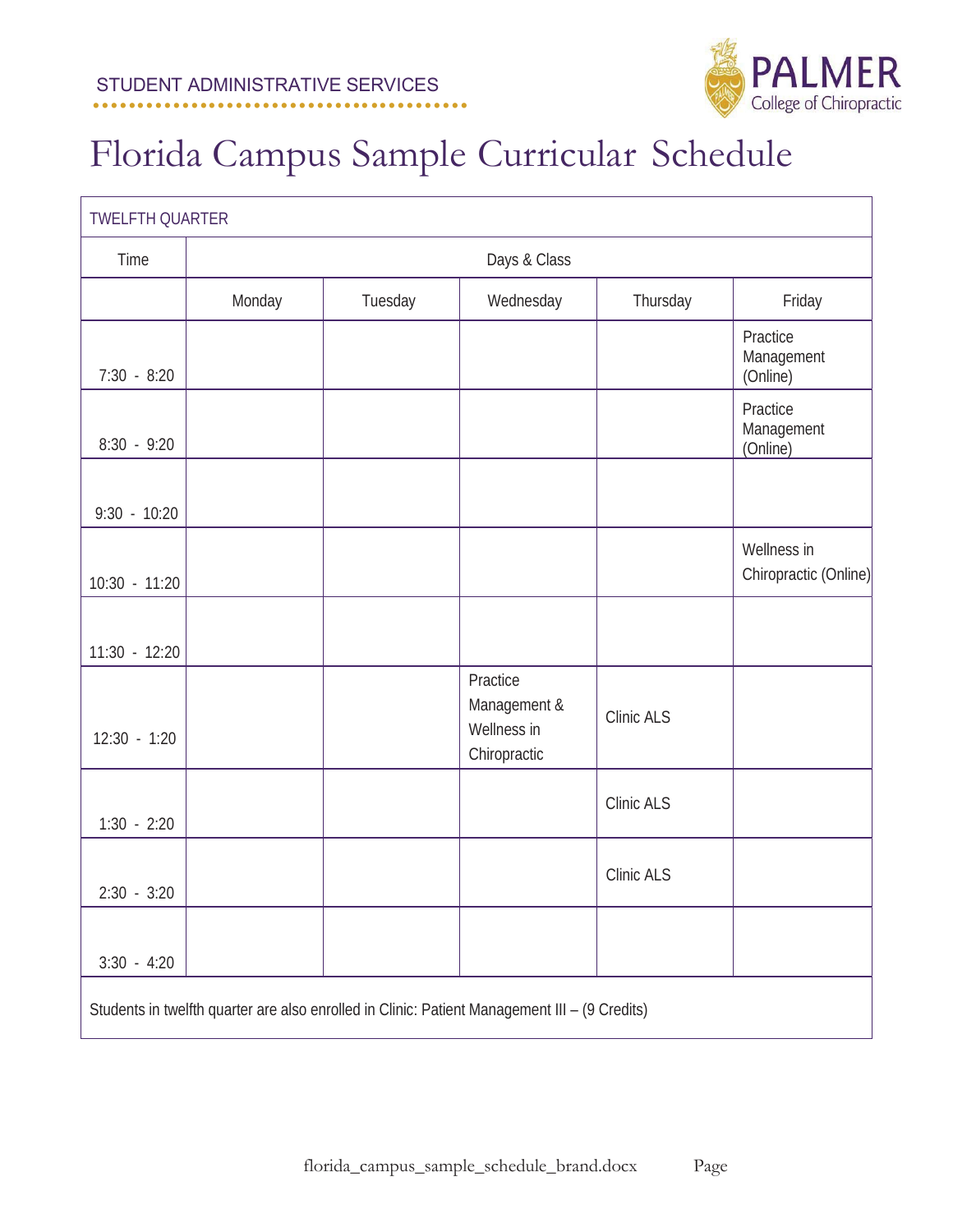STUDENT ADMINISTRATIVE SERVICES

# Florida Campus Sample Curricular Schedule

| TWELFTH QUARTER | | | | | |
|---|---|---|---|---|---|
| Time | Days & Class | | | | |
| | Monday | Tuesday | Wednesday | Thursday | Friday |
| 7:30 - 8:20 | | | | | Practice Management (Online) |
| 8:30 - 9:20 | | | | | Practice Management (Online) |
| 9:30 - 10:20 | | | | | |
| 10:30 - 11:20 | | | | | Wellness in Chiropractic (Online) |
| 11:30 - 12:20 | | | | | |
| 12:30 - 1:20 | | | Practice Management & Wellness in Chiropractic | Clinic ALS | |
| 1:30 - 2:20 | | | | Clinic ALS | |
| 2:30 - 3:20 | | | | Clinic ALS | |
| 3:30 - 4:20 | | | | | |

Students in twelfth quarter are also enrolled in Clinic: Patient Management III – (9 Credits)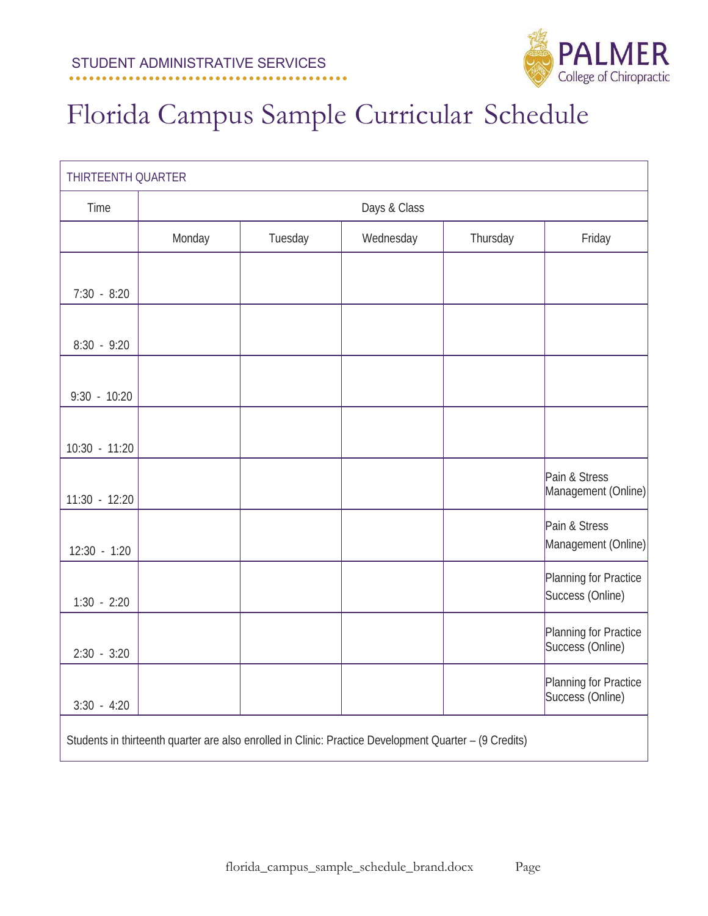STUDENT ADMINISTRATIVE SERVICES

# Florida Campus Sample Curricular Schedule

| THIRTEENTH QUARTER | | | | | |
|---|---|---|---|---|---|
| Time | Days & Class | | | | |
| | Monday | Tuesday | Wednesday | Thursday | Friday |
| 7:30 - 8:20 | | | | | |
| 8:30 - 9:20 | | | | | |
| 9:30 - 10:20 | | | | | |
| 10:30 - 11:20 | | | | | |
| 11:30 - 12:20 | | | | | Pain & Stress Management (Online) |
| 12:30 - 1:20 | | | | | Pain & Stress Management (Online) |
| 1:30 - 2:20 | | | | | Planning for Practice Success (Online) |
| 2:30 - 3:20 | | | | | Planning for Practice Success (Online) |
| 3:30 - 4:20 | | | | | Planning for Practice Success (Online) |

Students in thirteenth quarter are also enrolled in Clinic: Practice Development Quarter – (9 Credits)